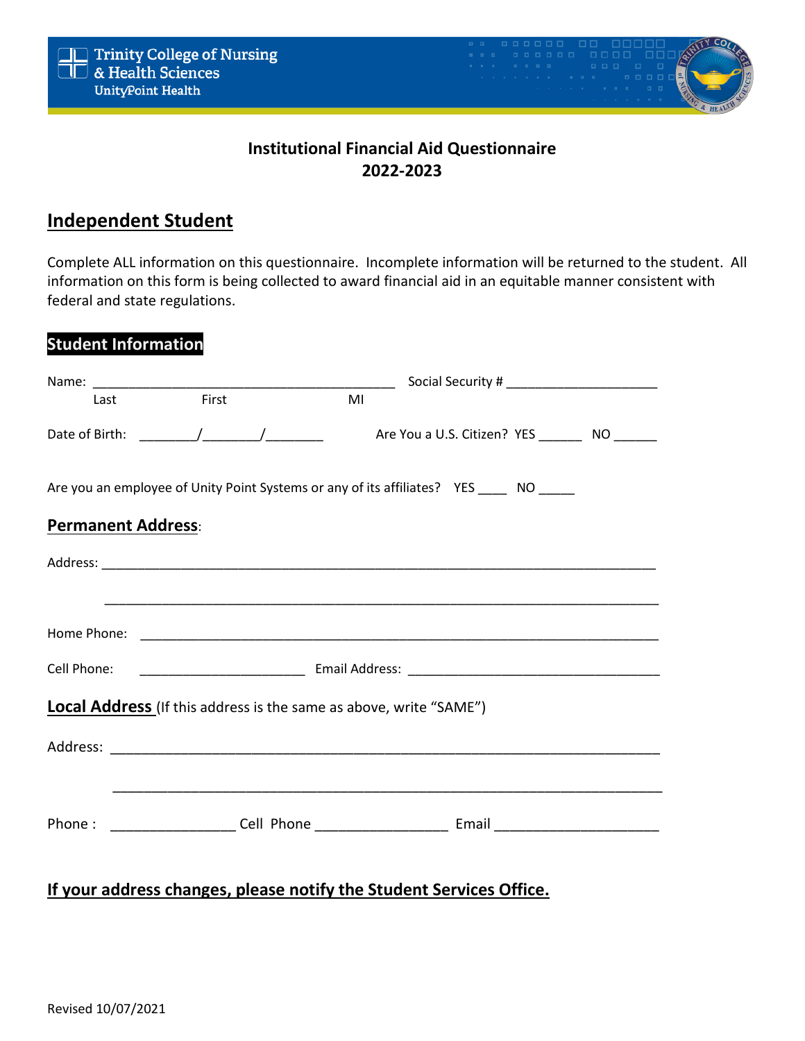Trinity College of Nursing & Health Sciences
UnityPoint Health

# Institutional Financial Aid Questionnaire
# 2022-2023

## Independent Student

Complete ALL information on this questionnaire. Incomplete information will be returned to the student. All information on this form is being collected to award financial aid in an equitable manner consistent with federal and state regulations.

### Student Information

Name: ___________________________________________ Social Security # _____________________
Last First MI

Date of Birth: ________/________/________ Are You a U.S. Citizen? YES ______ NO ______

Are you an employee of Unity Point Systems or any of its affiliates? YES ____ NO _____

**Permanent Address**:

Address: ______________________________________________________________________________

______________________________________________________________________________

Home Phone: ______________________________________________________________________

Cell Phone: ______________________ Email Address: __________________________________

**Local Address** (If this address is the same as above, write "SAME")

Address: ______________________________________________________________________________

______________________________________________________________________________

Phone : ________________ Cell Phone ________________ Email _____________________

**If your address changes, please notify the Student Services Office.**

Revised 10/07/2021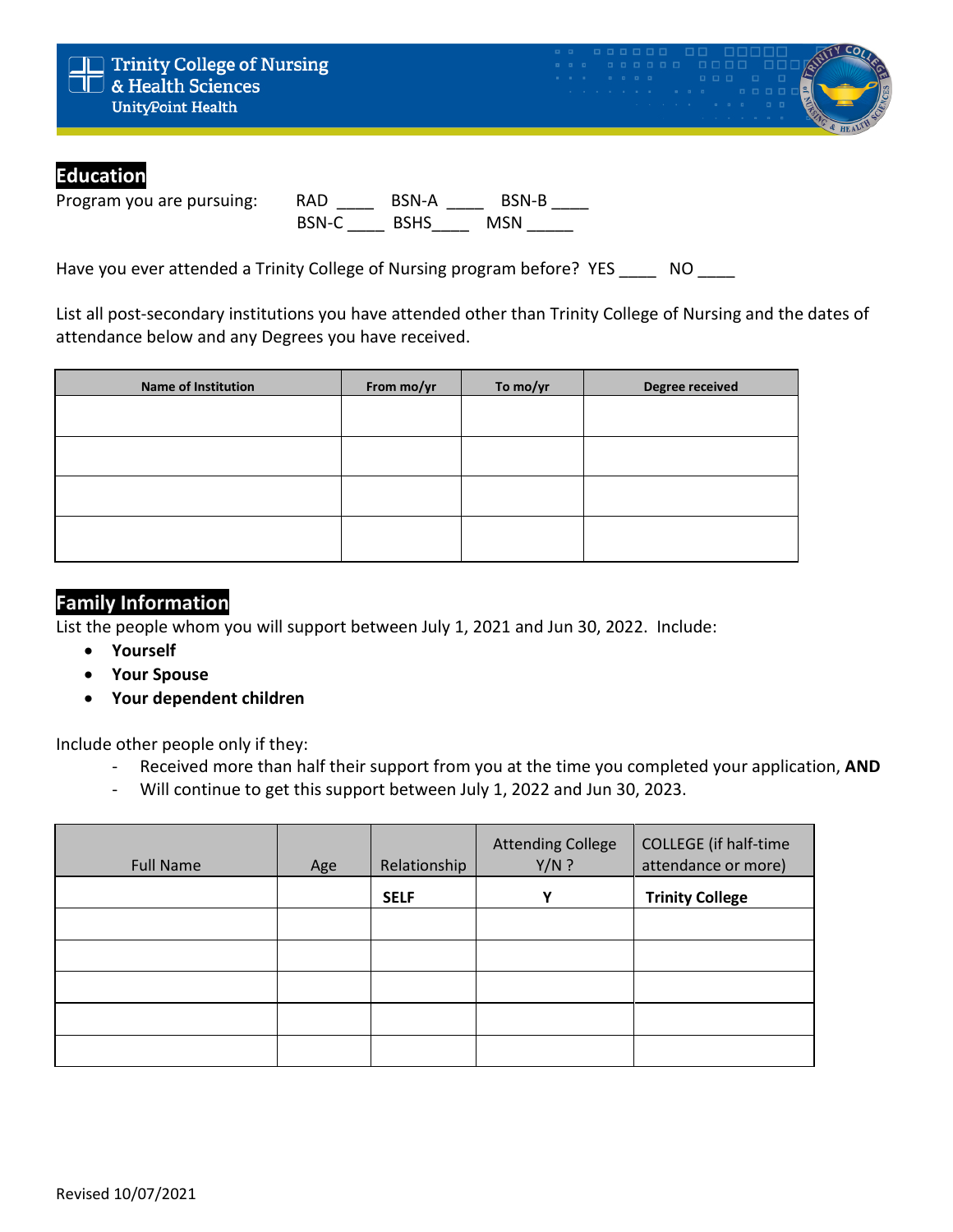## Education

Program you are pursuing: RAD ____ BSN-A ____ BSN-B ____
BSN-C ____ BSHS____ MSN _____

Have you ever attended a Trinity College of Nursing program before? YES ____ NO ____

List all post-secondary institutions you have attended other than Trinity College of Nursing and the dates of attendance below and any Degrees you have received.

| Name of Institution | From mo/yr | To mo/yr | Degree received |
|---|---|---|---|
| | | | |
| | | | |
| | | | |
| | | | |

## Family Information

List the people whom you will support between July 1, 2021 and Jun 30, 2022. Include:

- **Yourself**
- **Your Spouse**
- **Your dependent children**

Include other people only if they:

- Received more than half their support from you at the time you completed your application, **AND**
- Will continue to get this support between July 1, 2022 and Jun 30, 2023.

| Full Name | Age | Relationship | Attending College Y/N ? | COLLEGE (if half-time attendance or more) |
|---|---|---|---|---|
| | | **SELF** | **Y** | **Trinity College** |
| | | | | |
| | | | | |
| | | | | |
| | | | | |
| | | | | |

Revised 10/07/2021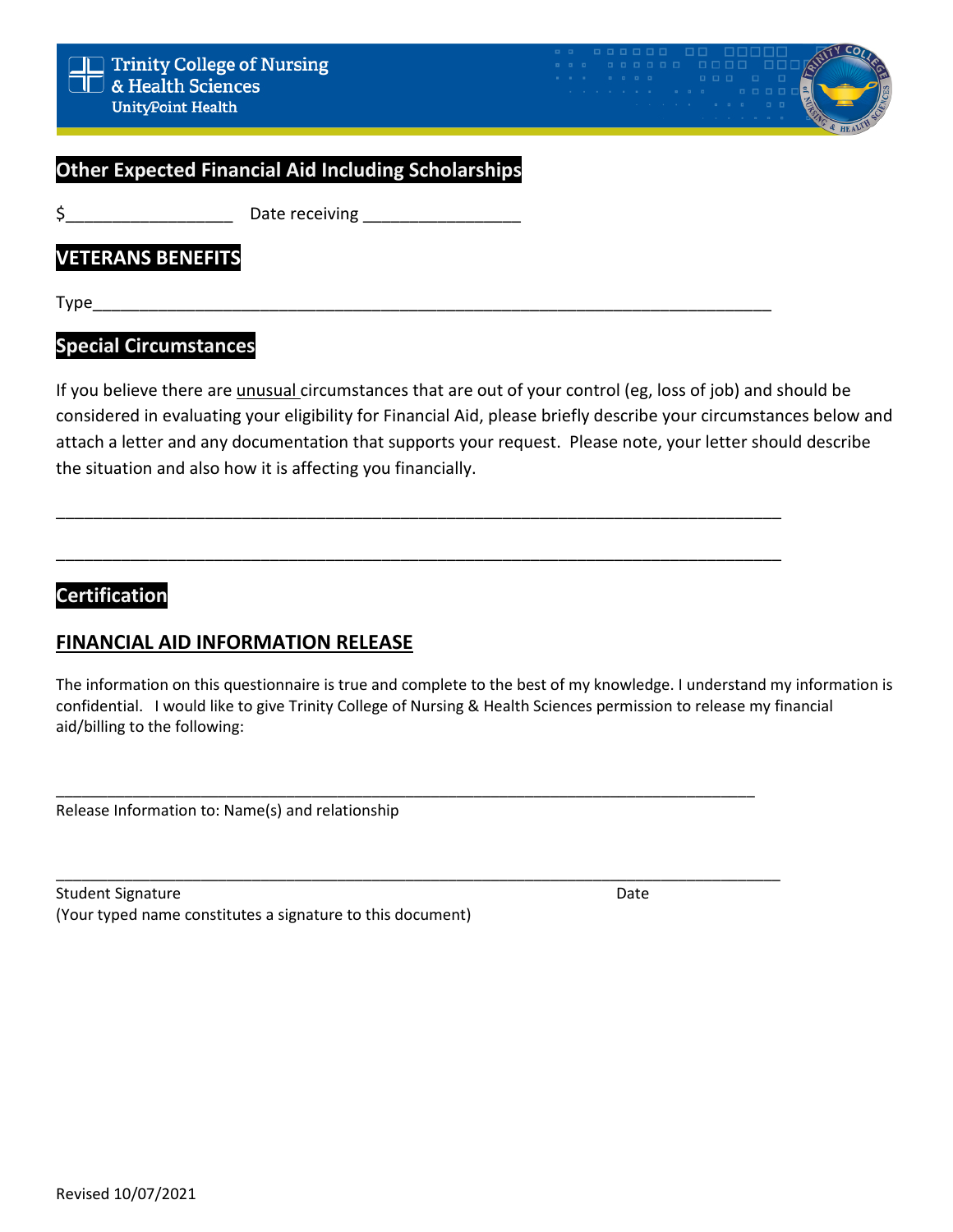## Other Expected Financial Aid Including Scholarships

$__________________ Date receiving _________________

## VETERANS BENEFITS

Type___________________________________________________________________________

## Special Circumstances

If you believe there are unusual circumstances that are out of your control (eg, loss of job) and should be considered in evaluating your eligibility for Financial Aid, please briefly describe your circumstances below and attach a letter and any documentation that supports your request. Please note, your letter should describe the situation and also how it is affecting you financially.

_________________________________________________________________________________

_________________________________________________________________________________

## Certification

### FINANCIAL AID INFORMATION RELEASE

The information on this questionnaire is true and complete to the best of my knowledge. I understand my information is confidential. I would like to give Trinity College of Nursing & Health Sciences permission to release my financial aid/billing to the following:

_______________________________________________________________________________
Release Information to: Name(s) and relationship

_________________________________________________________________________________
Student Signature Date
(Your typed name constitutes a signature to this document)

Revised 10/07/2021